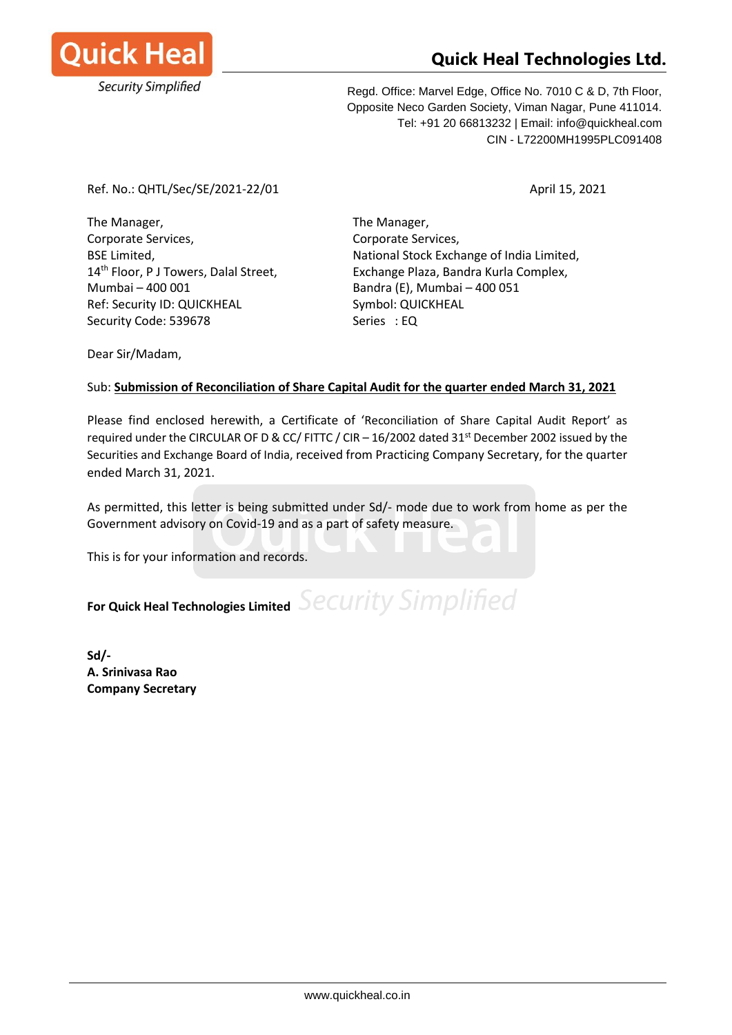# Quick Heal Technologies Ltd.

Regd. Office: Marvel Edge, Office No. 7010 C & D, 7th Floor,
Opposite Neco Garden Society, Viman Nagar, Pune 411014.
Tel: +91 20 66813232 | Email: info@quickheal.com
CIN - L72200MH1995PLC091408

Ref. No.: QHTL/Sec/SE/2021-22/01

April 15, 2021

The Manager,
Corporate Services,
BSE Limited,
14th Floor, P J Towers, Dalal Street,
Mumbai – 400 001
Ref: Security ID: QUICKHEAL
Security Code: 539678

The Manager,
Corporate Services,
National Stock Exchange of India Limited,
Exchange Plaza, Bandra Kurla Complex,
Bandra (E), Mumbai – 400 051
Symbol: QUICKHEAL
Series : EQ

Dear Sir/Madam,

Sub: **Submission of Reconciliation of Share Capital Audit for the quarter ended March 31, 2021**

Please find enclosed herewith, a Certificate of 'Reconciliation of Share Capital Audit Report' as required under the CIRCULAR OF D & CC/ FITTC / CIR – 16/2002 dated 31st December 2002 issued by the Securities and Exchange Board of India, received from Practicing Company Secretary, for the quarter ended March 31, 2021.

As permitted, this letter is being submitted under Sd/- mode due to work from home as per the Government advisory on Covid-19 and as a part of safety measure.

This is for your information and records.

**For Quick Heal Technologies Limited**

**Sd/-**
**A. Srinivasa Rao**
**Company Secretary**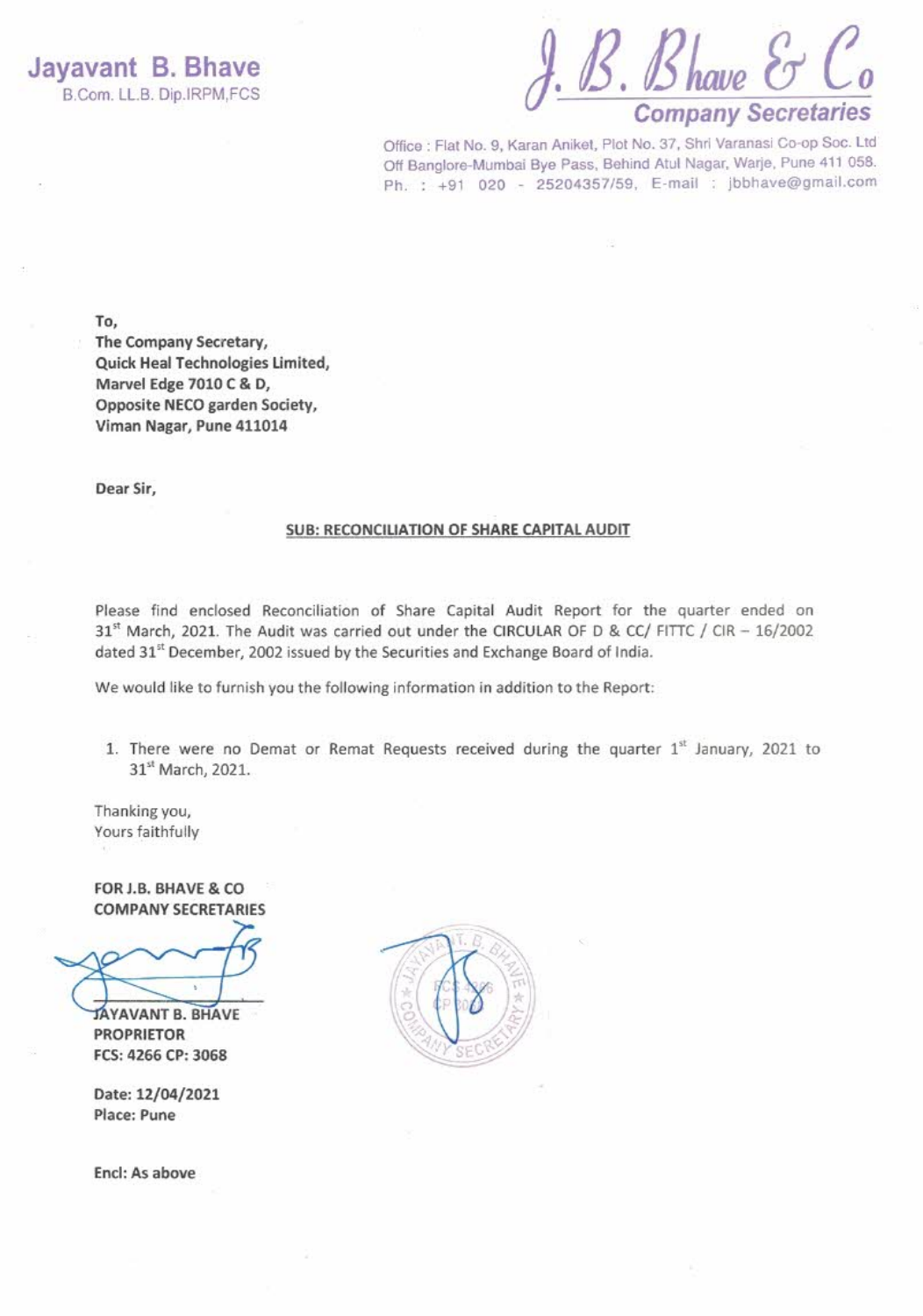**Jayavant B. Bhave**
B.Com. LL.B. Dip.IRPM,FCS

**J. B. Bhave & Co**
**Company Secretaries**

Office : Flat No. 9, Karan Aniket, Plot No. 37, Shri Varanasi Co-op Soc. Ltd
Off Banglore-Mumbai Bye Pass, Behind Atul Nagar, Warje, Pune 411 058.
Ph. : +91 020 - 25204357/59, E-mail : jbbhave@gmail.com

**To,**
**The Company Secretary,**
**Quick Heal Technologies Limited,**
**Marvel Edge 7010 C & D,**
**Opposite NECO garden Society,**
**Viman Nagar, Pune 411014**

**Dear Sir,**

**SUB: RECONCILIATION OF SHARE CAPITAL AUDIT**

Please find enclosed Reconciliation of Share Capital Audit Report for the quarter ended on 31st March, 2021. The Audit was carried out under the CIRCULAR OF D & CC/ FITTC / CIR – 16/2002 dated 31st December, 2002 issued by the Securities and Exchange Board of India.

We would like to furnish you the following information in addition to the Report:

1. There were no Demat or Remat Requests received during the quarter 1st January, 2021 to 31st March, 2021.

Thanking you,
Yours faithfully

**FOR J.B. BHAVE & CO**
**COMPANY SECRETARIES**

**JAYAVANT B. BHAVE**
**PROPRIETOR**
**FCS: 4266 CP: 3068**

**Date: 12/04/2021**
**Place: Pune**

**Encl: As above**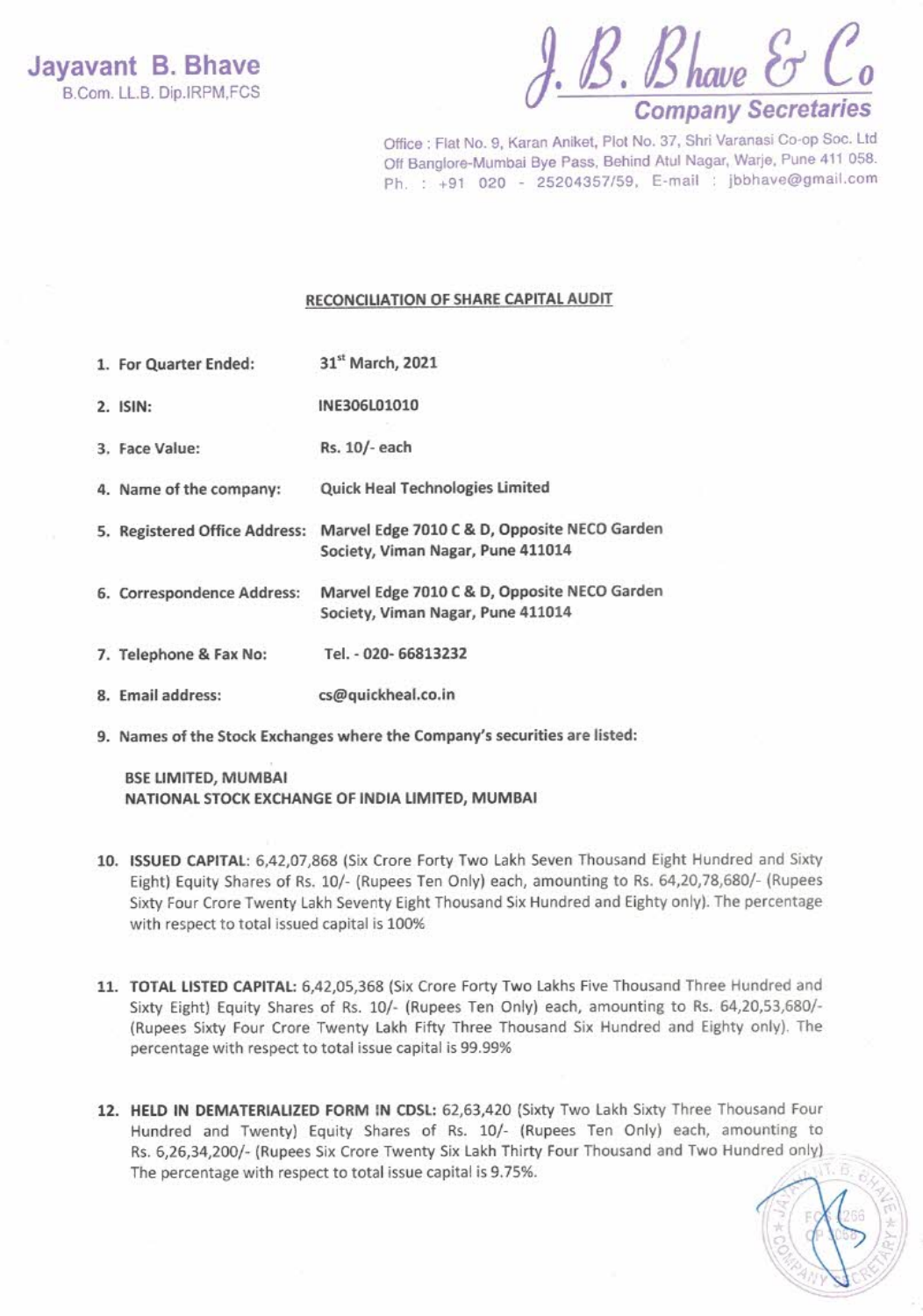**Jayavant B. Bhave**
B.Com. LL.B. Dip.IRPM,FCS

J. B. Bhave & Co
**Company Secretaries**

Office : Flat No. 9, Karan Aniket, Plot No. 37, Shri Varanasi Co-op Soc. Ltd
Off Banglore-Mumbai Bye Pass, Behind Atul Nagar, Warje, Pune 411 058.
Ph. : +91 020 - 25204357/59, E-mail : jbbhave@gmail.com

## RECONCILIATION OF SHARE CAPITAL AUDIT

1. **For Quarter Ended:** **31st March, 2021**
2. **ISIN:** **INE306L01010**
3. **Face Value:** **Rs. 10/- each**
4. **Name of the company:** **Quick Heal Technologies Limited**
5. **Registered Office Address:** **Marvel Edge 7010 C & D, Opposite NECO Garden Society, Viman Nagar, Pune 411014**
6. **Correspondence Address:** **Marvel Edge 7010 C & D, Opposite NECO Garden Society, Viman Nagar, Pune 411014**
7. **Telephone & Fax No:** **Tel. - 020- 66813232**
8. **Email address:** **cs@quickheal.co.in**
9. **Names of the Stock Exchanges where the Company's securities are listed:**

   **BSE LIMITED, MUMBAI**
   **NATIONAL STOCK EXCHANGE OF INDIA LIMITED, MUMBAI**

10. **ISSUED CAPITAL**: 6,42,07,868 (Six Crore Forty Two Lakh Seven Thousand Eight Hundred and Sixty Eight) Equity Shares of Rs. 10/- (Rupees Ten Only) each, amounting to Rs. 64,20,78,680/- (Rupees Sixty Four Crore Twenty Lakh Seventy Eight Thousand Six Hundred and Eighty only). The percentage with respect to total issued capital is 100%

11. **TOTAL LISTED CAPITAL:** 6,42,05,368 (Six Crore Forty Two Lakhs Five Thousand Three Hundred and Sixty Eight) Equity Shares of Rs. 10/- (Rupees Ten Only) each, amounting to Rs. 64,20,53,680/- (Rupees Sixty Four Crore Twenty Lakh Fifty Three Thousand Six Hundred and Eighty only). The percentage with respect to total issue capital is 99.99%

12. **HELD IN DEMATERIALIZED FORM IN CDSL:** 62,63,420 (Sixty Two Lakh Sixty Three Thousand Four Hundred and Twenty) Equity Shares of Rs. 10/- (Rupees Ten Only) each, amounting to Rs. 6,26,34,200/- (Rupees Six Crore Twenty Six Lakh Thirty Four Thousand and Two Hundred only) The percentage with respect to total issue capital is 9.75%.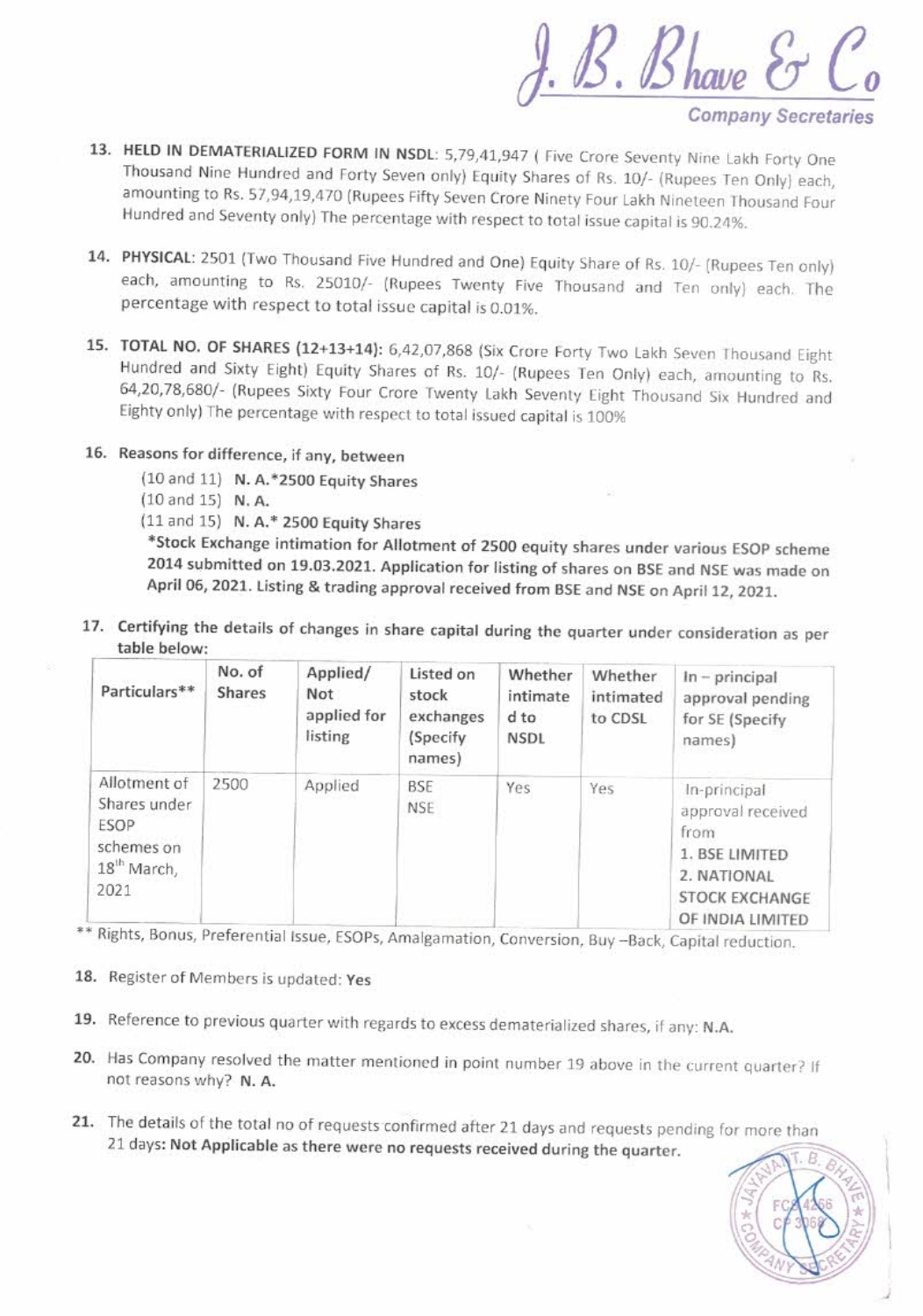J. B. Bhave & Co

Company Secretaries

13. **HELD IN DEMATERIALIZED FORM IN NSDL**: 5,79,41,947 ( Five Crore Seventy Nine Lakh Forty One Thousand Nine Hundred and Forty Seven only) Equity Shares of Rs. 10/- (Rupees Ten Only) each, amounting to Rs. 57,94,19,470 (Rupees Fifty Seven Crore Ninety Four Lakh Nineteen Thousand Four Hundred and Seventy only) The percentage with respect to total issue capital is 90.24%.

14. **PHYSICAL**: 2501 (Two Thousand Five Hundred and One) Equity Share of Rs. 10/- (Rupees Ten only) each, amounting to Rs. 25010/- (Rupees Twenty Five Thousand and Ten only) each. The percentage with respect to total issue capital is 0.01%.

15. **TOTAL NO. OF SHARES (12+13+14)**: 6,42,07,868 (Six Crore Forty Two Lakh Seven Thousand Eight Hundred and Sixty Eight) Equity Shares of Rs. 10/- (Rupees Ten Only) each, amounting to Rs. 64,20,78,680/- (Rupees Sixty Four Crore Twenty Lakh Seventy Eight Thousand Six Hundred and Eighty only) The percentage with respect to total issued capital is 100%

16. **Reasons for difference, if any, between**
    (10 and 11) **N. A.*2500 Equity Shares**
    (10 and 15) **N. A.**
    (11 and 15) **N. A.* 2500 Equity Shares**
    ***Stock Exchange intimation for Allotment of 2500 equity shares under various ESOP scheme 2014 submitted on 19.03.2021. Application for listing of shares on BSE and NSE was made on April 06, 2021. Listing & trading approval received from BSE and NSE on April 12, 2021.**

17. **Certifying the details of changes in share capital during the quarter under consideration as per table below:**

| Particulars** | No. of Shares | Applied/ Not applied for listing | Listed on stock exchanges (Specify names) | Whether intimated to NSDL | Whether intimated to CDSL | In – principal approval pending for SE (Specify names) |
|---|---|---|---|---|---|---|
| Allotment of Shares under ESOP schemes on 18th March, 2021 | 2500 | Applied | BSE NSE | Yes | Yes | In-principal approval received from 1. BSE LIMITED 2. NATIONAL STOCK EXCHANGE OF INDIA LIMITED |

** Rights, Bonus, Preferential Issue, ESOPs, Amalgamation, Conversion, Buy –Back, Capital reduction.

18. Register of Members is updated: **Yes**

19. Reference to previous quarter with regards to excess dematerialized shares, if any: **N.A.**

20. Has Company resolved the matter mentioned in point number 19 above in the current quarter? If not reasons why? **N. A.**

21. The details of the total no of requests confirmed after 21 days and requests pending for more than 21 days: **Not Applicable as there were no requests received during the quarter.**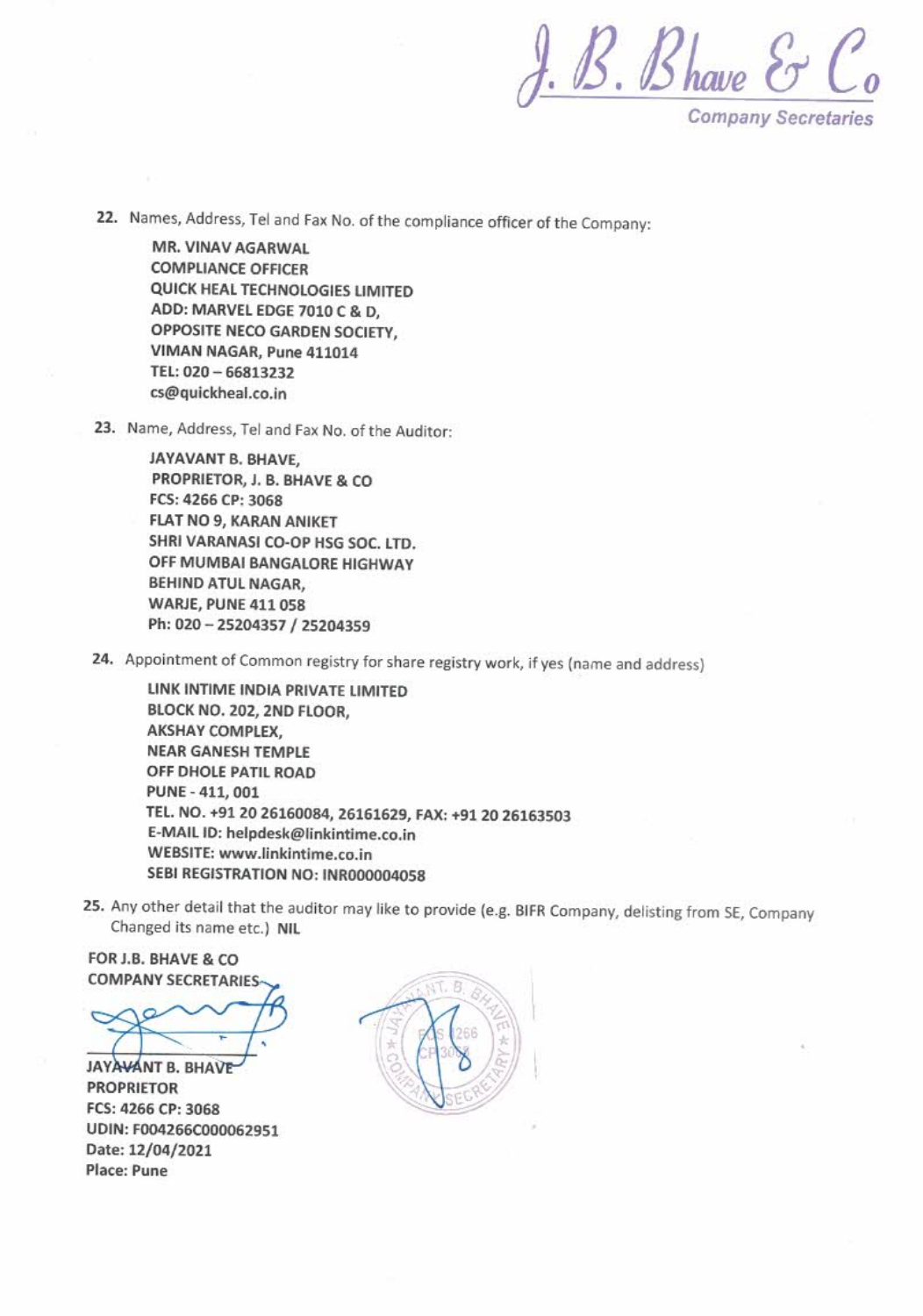22. Names, Address, Tel and Fax No. of the compliance officer of the Company:

    **MR. VINAV AGARWAL**
    **COMPLIANCE OFFICER**
    **QUICK HEAL TECHNOLOGIES LIMITED**
    **ADD: MARVEL EDGE 7010 C & D,**
    **OPPOSITE NECO GARDEN SOCIETY,**
    **VIMAN NAGAR, Pune 411014**
    **TEL: 020 – 66813232**
    **cs@quickheal.co.in**

23. Name, Address, Tel and Fax No. of the Auditor:

    **JAYAVANT B. BHAVE,**
    **PROPRIETOR, J. B. BHAVE & CO**
    **FCS: 4266 CP: 3068**
    **FLAT NO 9, KARAN ANIKET**
    **SHRI VARANASI CO-OP HSG SOC. LTD.**
    **OFF MUMBAI BANGALORE HIGHWAY**
    **BEHIND ATUL NAGAR,**
    **WARJE, PUNE 411 058**
    **Ph: 020 – 25204357 / 25204359**

24. Appointment of Common registry for share registry work, if yes (name and address)

    **LINK INTIME INDIA PRIVATE LIMITED**
    **BLOCK NO. 202, 2ND FLOOR,**
    **AKSHAY COMPLEX,**
    **NEAR GANESH TEMPLE**
    **OFF DHOLE PATIL ROAD**
    **PUNE - 411, 001**
    **TEL. NO. +91 20 26160084, 26161629, FAX: +91 20 26163503**
    **E-MAIL ID: helpdesk@linkintime.co.in**
    **WEBSITE: www.linkintime.co.in**
    **SEBI REGISTRATION NO: INR000004058**

25. Any other detail that the auditor may like to provide (e.g. BIFR Company, delisting from SE, Company Changed its name etc.) **NIL**

**FOR J.B. BHAVE & CO**
**COMPANY SECRETARIES**

**JAYAVANT B. BHAVE**
**PROPRIETOR**
**FCS: 4266 CP: 3068**
**UDIN: F004266C000062951**
**Date: 12/04/2021**
**Place: Pune**